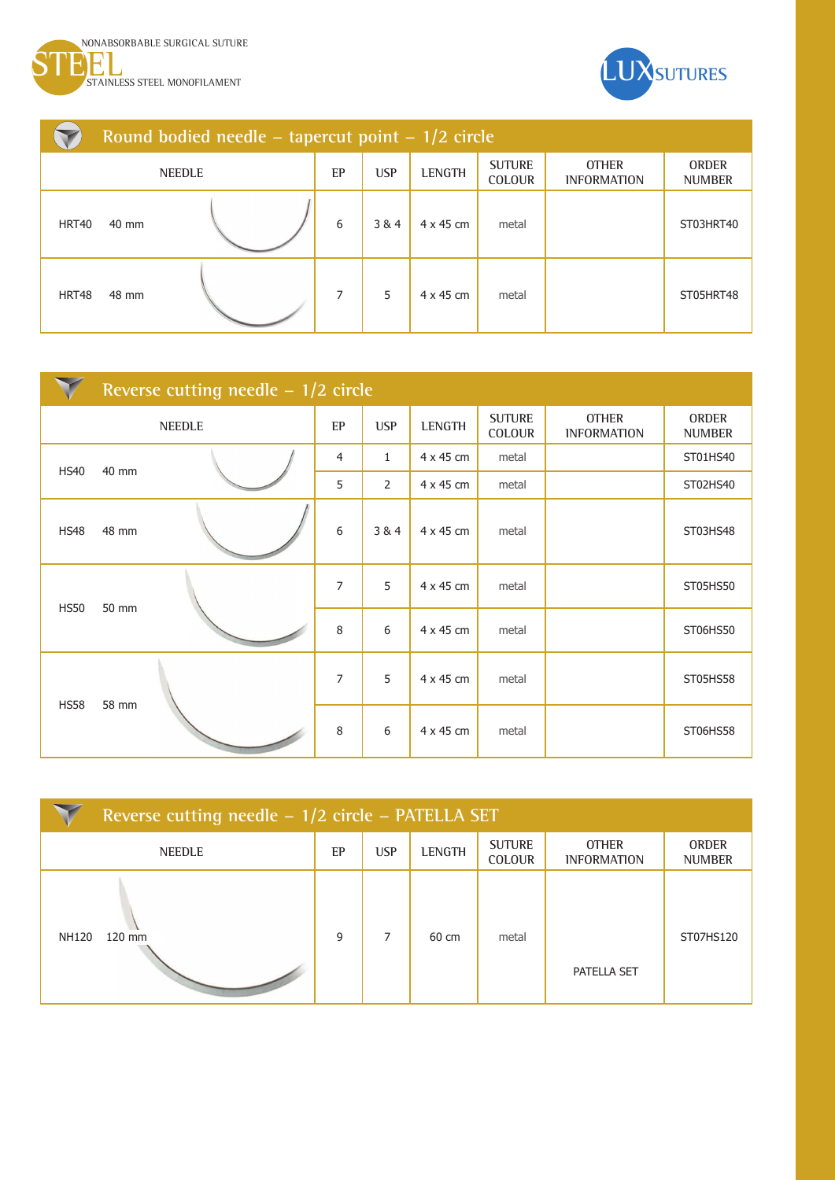NONABSORBABLE SURGICAL SUTURE

# STEEL

STAINLESS STEEL MONOFILAMENT

LUX SUTURES

## Round bodied needle – tapercut point – 1/2 circle

| NEEDLE | | EP | USP | LENGTH | SUTURE COLOUR | OTHER INFORMATION | ORDER NUMBER |
|---|---|---|---|---|---|---|---|
| HRT40 | 40 mm | 6 | 3 & 4 | 4 x 45 cm | metal | | ST03HRT40 |
| HRT48 | 48 mm | 7 | 5 | 4 x 45 cm | metal | | ST05HRT48 |

## Reverse cutting needle – 1/2 circle

| NEEDLE | | EP | USP | LENGTH | SUTURE COLOUR | OTHER INFORMATION | ORDER NUMBER |
|---|---|---|---|---|---|---|---|
| HS40 | 40 mm | 4 | 1 | 4 x 45 cm | metal | | ST01HS40 |
| | | 5 | 2 | 4 x 45 cm | metal | | ST02HS40 |
| HS48 | 48 mm | 6 | 3 & 4 | 4 x 45 cm | metal | | ST03HS48 |
| HS50 | 50 mm | 7 | 5 | 4 x 45 cm | metal | | ST05HS50 |
| | | 8 | 6 | 4 x 45 cm | metal | | ST06HS50 |
| HS58 | 58 mm | 7 | 5 | 4 x 45 cm | metal | | ST05HS58 |
| | | 8 | 6 | 4 x 45 cm | metal | | ST06HS58 |

## Reverse cutting needle – 1/2 circle – PATELLA SET

| NEEDLE | | EP | USP | LENGTH | SUTURE COLOUR | OTHER INFORMATION | ORDER NUMBER |
|---|---|---|---|---|---|---|---|
| NH120 | 120 mm | 9 | 7 | 60 cm | metal | PATELLA SET | ST07HS120 |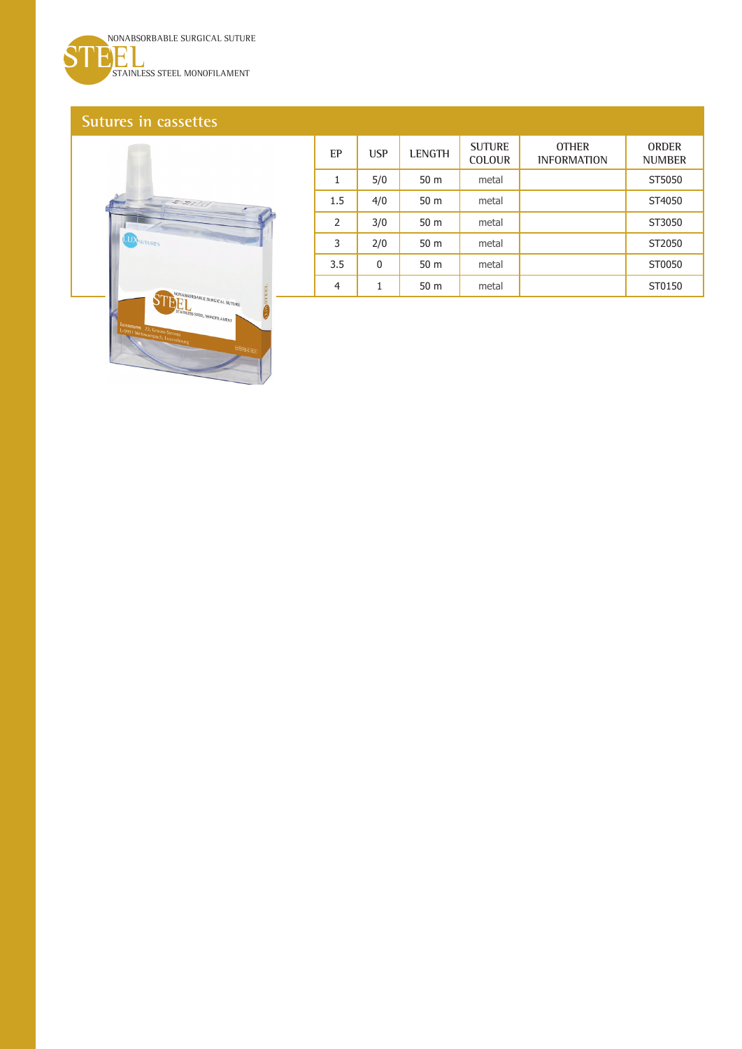NONABSORBABLE SURGICAL SUTURE

STEEL

STAINLESS STEEL MONOFILAMENT

## Sutures in cassettes

| EP | USP | LENGTH | SUTURE COLOUR | OTHER INFORMATION | ORDER NUMBER |
|---|---|---|---|---|---|
| 1 | 5/0 | 50 m | metal | | ST5050 |
| 1.5 | 4/0 | 50 m | metal | | ST4050 |
| 2 | 3/0 | 50 m | metal | | ST3050 |
| 3 | 2/0 | 50 m | metal | | ST2050 |
| 3.5 | 0 | 50 m | metal | | ST0050 |
| 4 | 1 | 50 m | metal | | ST0150 |